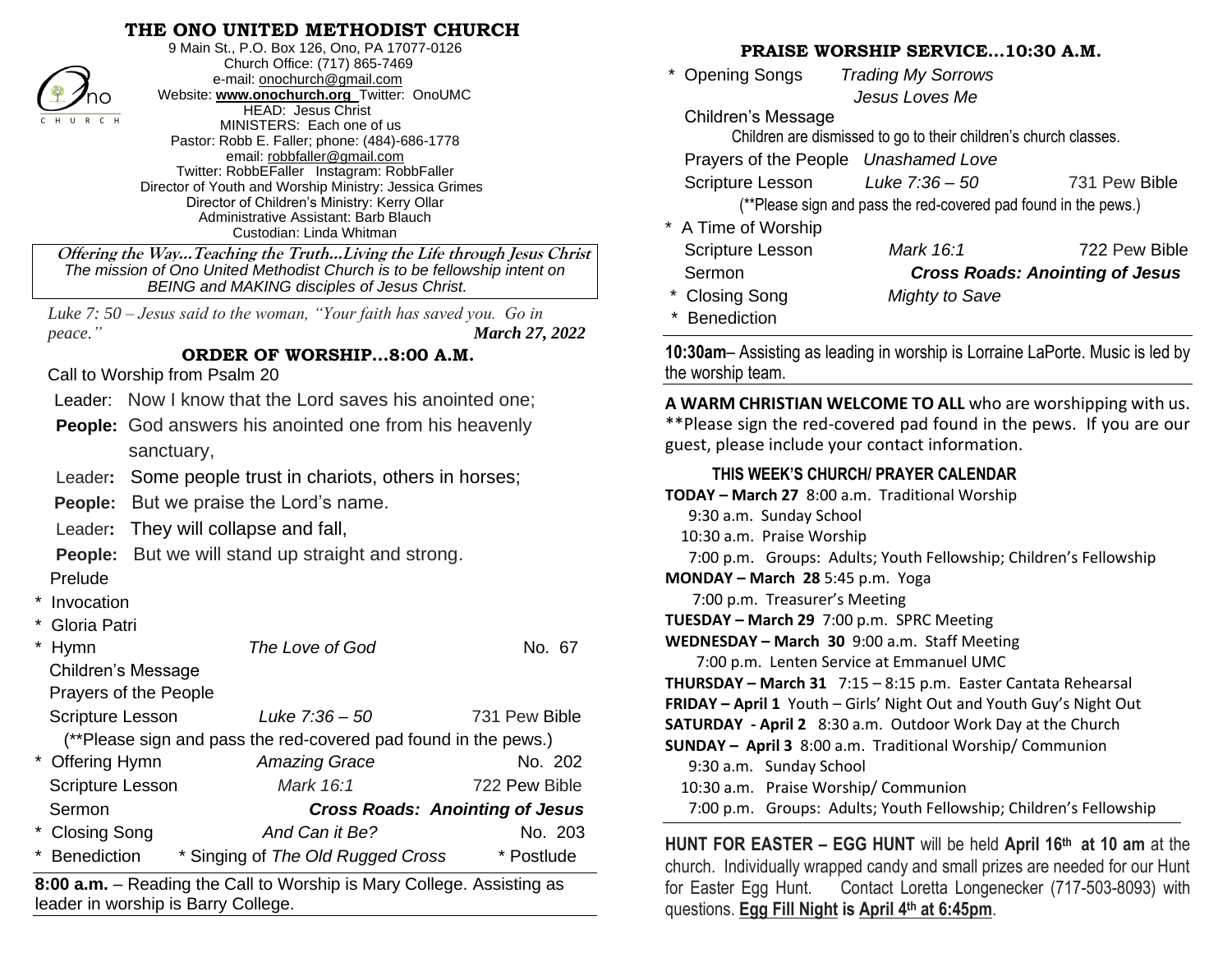# THE ONO UNITED METHODIST CHURCH

9 Main St., P.O. Box 126, Ono, PA 17077-0126
Church Office: (717) 865-7469
e-mail: onochurch@gmail.com
Website: **www.onochurch.org** Twitter: OnoUMC
HEAD: Jesus Christ
MINISTERS: Each one of us
Pastor: Robb E. Faller; phone: (484)-686-1778
email: robbfaller@gmail.com
Twitter: RobbEFaller Instagram: RobbFaller
Director of Youth and Worship Ministry: Jessica Grimes
Director of Children's Ministry: Kerry Ollar
Administrative Assistant: Barb Blauch
Custodian: Linda Whitman

***Offering the Way…Teaching the Truth…Living the Life through Jesus Christ***
*The mission of Ono United Methodist Church is to be fellowship intent on BEING and MAKING disciples of Jesus Christ.*

*Luke 7: 50 – Jesus said to the woman, "Your faith has saved you. Go in peace."*
***March 27, 2022***

## ORDER OF WORSHIP…8:00 A.M.

Call to Worship from Psalm 20

Leader: Now I know that the Lord saves his anointed one;
**People:** God answers his anointed one from his heavenly sanctuary,
Leader**:** Some people trust in chariots, others in horses;
**People:** But we praise the Lord's name.
Leader**:** They will collapse and fall,
**People:** But we will stand up straight and strong.

Prelude
\* Invocation
\* Gloria Patri
\* Hymn — *The Love of God* — No. 67
Children's Message
Prayers of the People
Scripture Lesson — *Luke 7:36 – 50* — 731 Pew Bible
(**Please sign and pass the red-covered pad found in the pews.)
\* Offering Hymn — *Amazing Grace* — No. 202
Scripture Lesson — *Mark 16:1* — 722 Pew Bible
Sermon — ***Cross Roads: Anointing of Jesus***
\* Closing Song — *And Can it Be?* — No. 203
\* Benediction — \* Singing of *The Old Rugged Cross* — \* Postlude

**8:00 a.m.** – Reading the Call to Worship is Mary College. Assisting as leader in worship is Barry College.

## PRAISE WORSHIP SERVICE…10:30 A.M.

\* Opening Songs — *Trading My Sorrows*; *Jesus Loves Me*
Children's Message
Children are dismissed to go to their children's church classes.
Prayers of the People — *Unashamed Love*
Scripture Lesson — *Luke 7:36 – 50* — 731 Pew Bible
(**Please sign and pass the red-covered pad found in the pews.)
\* A Time of Worship
Scripture Lesson — *Mark 16:1* — 722 Pew Bible
Sermon — ***Cross Roads: Anointing of Jesus***
\* Closing Song — *Mighty to Save*
\* Benediction

**10:30am**– Assisting as leading in worship is Lorraine LaPorte. Music is led by the worship team.

**A WARM CHRISTIAN WELCOME TO ALL** who are worshipping with us. **Please sign the red-covered pad found in the pews. If you are our guest, please include your contact information.

### THIS WEEK'S CHURCH/ PRAYER CALENDAR

**TODAY – March 27** 8:00 a.m. Traditional Worship
9:30 a.m. Sunday School
10:30 a.m. Praise Worship
7:00 p.m. Groups: Adults; Youth Fellowship; Children's Fellowship
**MONDAY – March 28** 5:45 p.m. Yoga
7:00 p.m. Treasurer's Meeting
**TUESDAY – March 29** 7:00 p.m. SPRC Meeting
**WEDNESDAY – March 30** 9:00 a.m. Staff Meeting
7:00 p.m. Lenten Service at Emmanuel UMC
**THURSDAY – March 31** 7:15 – 8:15 p.m. Easter Cantata Rehearsal
**FRIDAY – April 1** Youth – Girls' Night Out and Youth Guy's Night Out
**SATURDAY - April 2** 8:30 a.m. Outdoor Work Day at the Church
**SUNDAY – April 3** 8:00 a.m. Traditional Worship/ Communion
9:30 a.m. Sunday School
10:30 a.m. Praise Worship/ Communion
7:00 p.m. Groups: Adults; Youth Fellowship; Children's Fellowship

**HUNT FOR EASTER – EGG HUNT** will be held **April 16th at 10 am** at the church. Individually wrapped candy and small prizes are needed for our Hunt for Easter Egg Hunt. Contact Loretta Longenecker (717-503-8093) with questions. **Egg Fill Night is April 4th at 6:45pm**.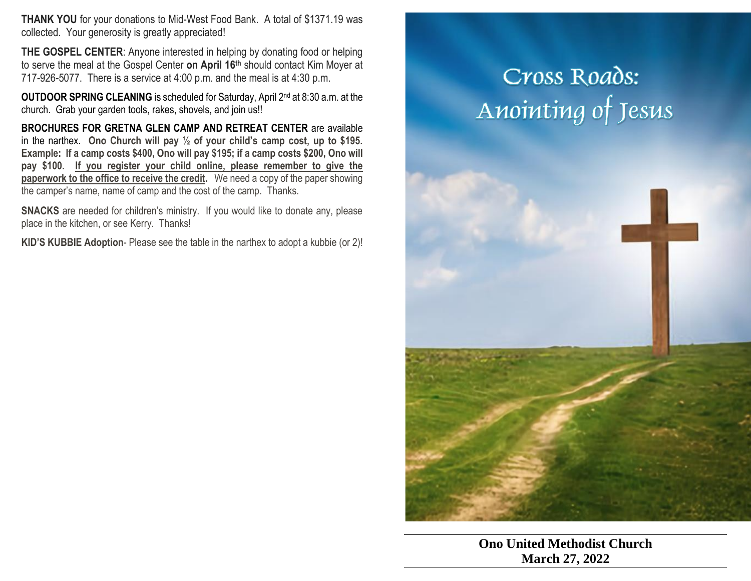**THANK YOU** for your donations to Mid-West Food Bank. A total of $1371.19 was collected. Your generosity is greatly appreciated!

**THE GOSPEL CENTER**: Anyone interested in helping by donating food or helping to serve the meal at the Gospel Center **on April 16th** should contact Kim Moyer at 717-926-5077. There is a service at 4:00 p.m. and the meal is at 4:30 p.m.

**OUTDOOR SPRING CLEANING** is scheduled for Saturday, April 2nd at 8:30 a.m. at the church. Grab your garden tools, rakes, shovels, and join us!!

**BROCHURES FOR GRETNA GLEN CAMP AND RETREAT CENTER** are available in the narthex. **Ono Church will pay ½ of your child's camp cost, up to $195. Example: If a camp costs $400, Ono will pay $195; if a camp costs $200, Ono will pay $100. If you register your child online, please remember to give the paperwork to the office to receive the credit.** We need a copy of the paper showing the camper's name, name of camp and the cost of the camp. Thanks.

**SNACKS** are needed for children's ministry. If you would like to donate any, please place in the kitchen, or see Kerry. Thanks!

**KID'S KUBBIE Adoption**- Please see the table in the narthex to adopt a kubbie (or 2)!

# Cross Roads: Anointing of Jesus

**Ono United Methodist Church**
**March 27, 2022**